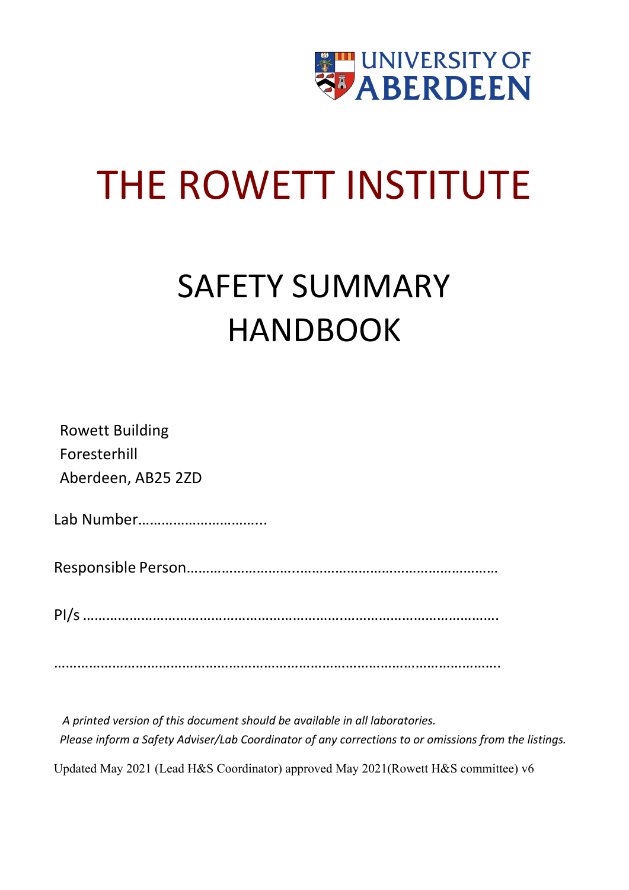UNIVERSITY OF ABERDEEN

# THE ROWETT INSTITUTE

# SAFETY SUMMARY HANDBOOK

Rowett Building
Foresterhill
Aberdeen, AB25 2ZD

Lab Number…………………………...

Responsible Person………………………..…………………………………………

PI/s …………………………………………………………..……………………………….

………………………………………………………………………………………………….

*A printed version of this document should be available in all laboratories.*
*Please inform a Safety Adviser/Lab Coordinator of any corrections to or omissions from the listings.*

Updated May 2021 (Lead H&S Coordinator) approved May 2021(Rowett H&S committee) v6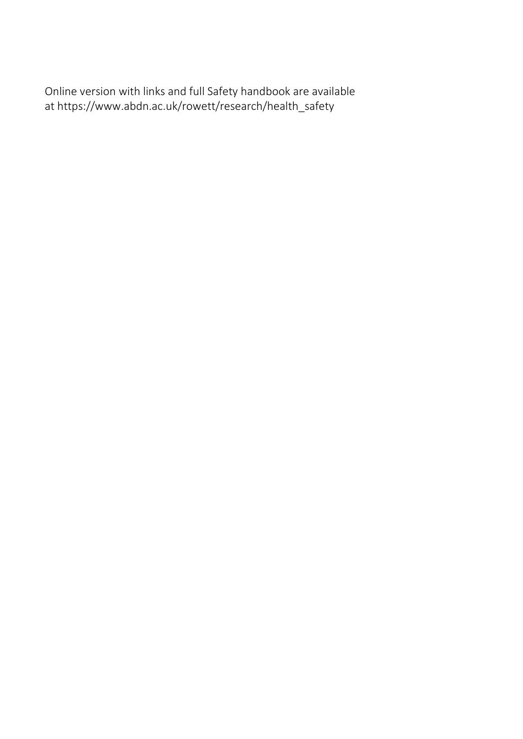Online version with links and full Safety handbook are available at https://www.abdn.ac.uk/rowett/research/health_safety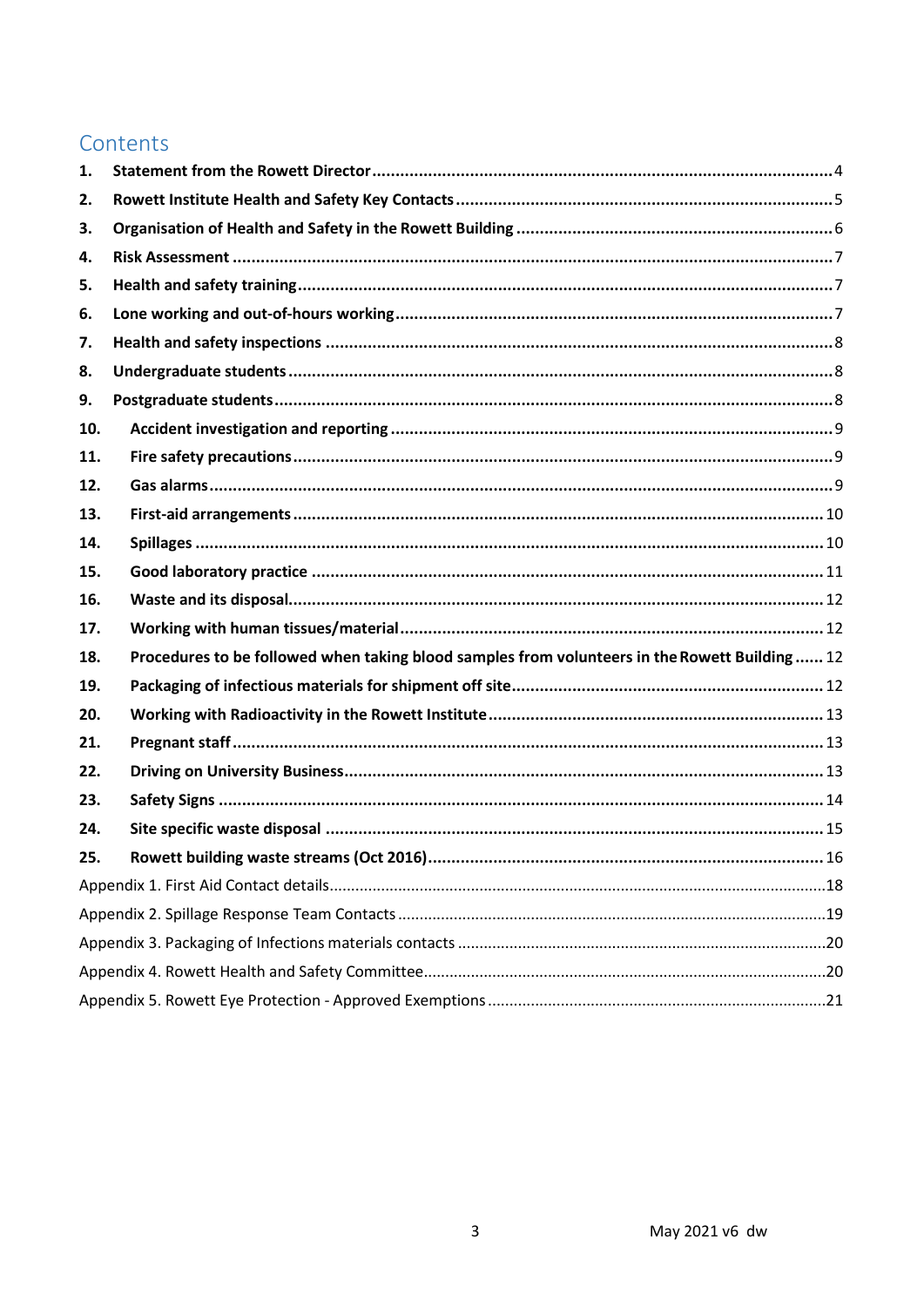# Contents

1. **Statement from the Rowett Director** ........ 4
2. **Rowett Institute Health and Safety Key Contacts** ........ 5
3. **Organisation of Health and Safety in the Rowett Building** ........ 6
4. **Risk Assessment** ........ 7
5. **Health and safety training** ........ 7
6. **Lone working and out-of-hours working** ........ 7
7. **Health and safety inspections** ........ 8
8. **Undergraduate students** ........ 8
9. **Postgraduate students** ........ 8
10. **Accident investigation and reporting** ........ 9
11. **Fire safety precautions** ........ 9
12. **Gas alarms** ........ 9
13. **First-aid arrangements** ........ 10
14. **Spillages** ........ 10
15. **Good laboratory practice** ........ 11
16. **Waste and its disposal** ........ 12
17. **Working with human tissues/material** ........ 12
18. **Procedures to be followed when taking blood samples from volunteers in the Rowett Building** ........ 12
19. **Packaging of infectious materials for shipment off site** ........ 12
20. **Working with Radioactivity in the Rowett Institute** ........ 13
21. **Pregnant staff** ........ 13
22. **Driving on University Business** ........ 13
23. **Safety Signs** ........ 14
24. **Site specific waste disposal** ........ 15
25. **Rowett building waste streams (Oct 2016)** ........ 16

Appendix 1. First Aid Contact details ........ 18

Appendix 2. Spillage Response Team Contacts ........ 19

Appendix 3. Packaging of Infections materials contacts ........ 20

Appendix 4. Rowett Health and Safety Committee ........ 20

Appendix 5. Rowett Eye Protection - Approved Exemptions ........ 21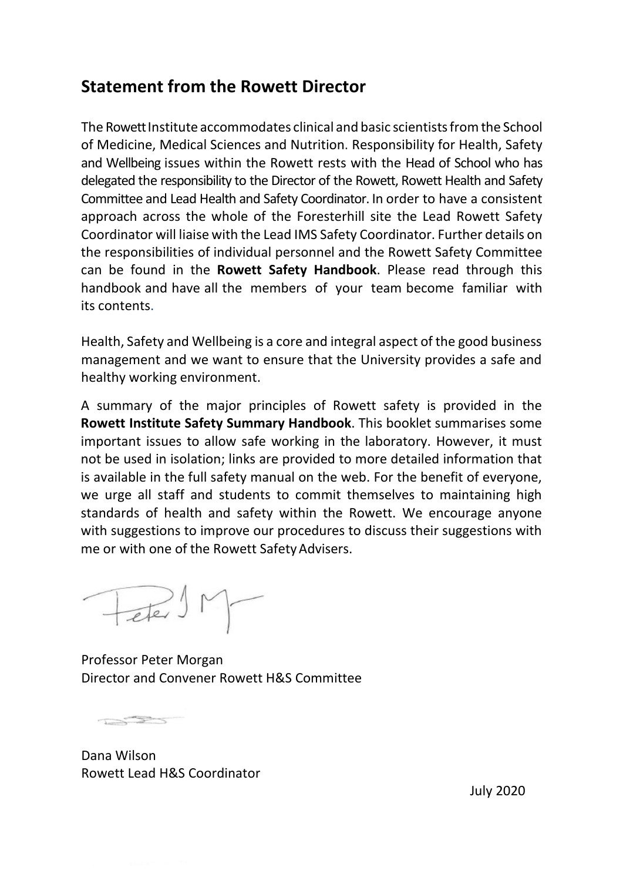## Statement from the Rowett Director

The Rowett Institute accommodates clinical and basic scientists from the School of Medicine, Medical Sciences and Nutrition. Responsibility for Health, Safety and Wellbeing issues within the Rowett rests with the Head of School who has delegated the responsibility to the Director of the Rowett, Rowett Health and Safety Committee and Lead Health and Safety Coordinator. In order to have a consistent approach across the whole of the Foresterhill site the Lead Rowett Safety Coordinator will liaise with the Lead IMS Safety Coordinator. Further details on the responsibilities of individual personnel and the Rowett Safety Committee can be found in the **Rowett Safety Handbook**. Please read through this handbook and have all the members of your team become familiar with its contents.

Health, Safety and Wellbeing is a core and integral aspect of the good business management and we want to ensure that the University provides a safe and healthy working environment.

A summary of the major principles of Rowett safety is provided in the **Rowett Institute Safety Summary Handbook**. This booklet summarises some important issues to allow safe working in the laboratory. However, it must not be used in isolation; links are provided to more detailed information that is available in the full safety manual on the web. For the benefit of everyone, we urge all staff and students to commit themselves to maintaining high standards of health and safety within the Rowett. We encourage anyone with suggestions to improve our procedures to discuss their suggestions with me or with one of the Rowett Safety Advisers.

Professor Peter Morgan
Director and Convener Rowett H&S Committee

Dana Wilson
Rowett Lead H&S Coordinator

July 2020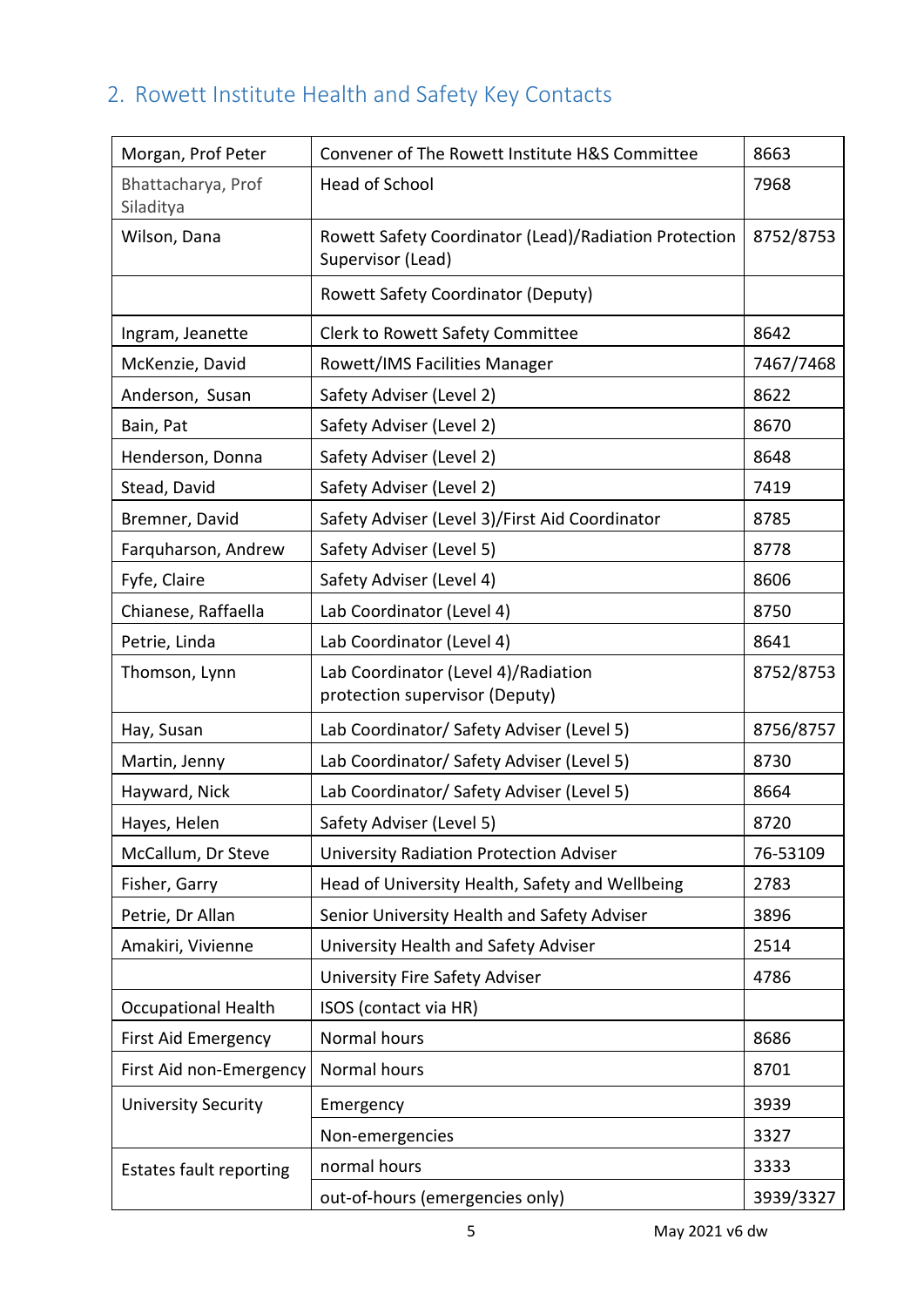## 2. Rowett Institute Health and Safety Key Contacts

| | | |
|---|---|---|
| Morgan, Prof Peter | Convener of The Rowett Institute H&S Committee | 8663 |
| Bhattacharya, Prof Siladitya | Head of School | 7968 |
| Wilson, Dana | Rowett Safety Coordinator (Lead)/Radiation Protection Supervisor (Lead) | 8752/8753 |
| | Rowett Safety Coordinator (Deputy) | |
| Ingram, Jeanette | Clerk to Rowett Safety Committee | 8642 |
| McKenzie, David | Rowett/IMS Facilities Manager | 7467/7468 |
| Anderson, Susan | Safety Adviser (Level 2) | 8622 |
| Bain, Pat | Safety Adviser (Level 2) | 8670 |
| Henderson, Donna | Safety Adviser (Level 2) | 8648 |
| Stead, David | Safety Adviser (Level 2) | 7419 |
| Bremner, David | Safety Adviser (Level 3)/First Aid Coordinator | 8785 |
| Farquharson, Andrew | Safety Adviser (Level 5) | 8778 |
| Fyfe, Claire | Safety Adviser (Level 4) | 8606 |
| Chianese, Raffaella | Lab Coordinator (Level 4) | 8750 |
| Petrie, Linda | Lab Coordinator (Level 4) | 8641 |
| Thomson, Lynn | Lab Coordinator (Level 4)/Radiation protection supervisor (Deputy) | 8752/8753 |
| Hay, Susan | Lab Coordinator/ Safety Adviser (Level 5) | 8756/8757 |
| Martin, Jenny | Lab Coordinator/ Safety Adviser (Level 5) | 8730 |
| Hayward, Nick | Lab Coordinator/ Safety Adviser (Level 5) | 8664 |
| Hayes, Helen | Safety Adviser (Level 5) | 8720 |
| McCallum, Dr Steve | University Radiation Protection Adviser | 76-53109 |
| Fisher, Garry | Head of University Health, Safety and Wellbeing | 2783 |
| Petrie, Dr Allan | Senior University Health and Safety Adviser | 3896 |
| Amakiri, Vivienne | University Health and Safety Adviser | 2514 |
| | University Fire Safety Adviser | 4786 |
| Occupational Health | ISOS (contact via HR) | |
| First Aid Emergency | Normal hours | 8686 |
| First Aid non-Emergency | Normal hours | 8701 |
| University Security | Emergency | 3939 |
| | Non-emergencies | 3327 |
| Estates fault reporting | normal hours | 3333 |
| | out-of-hours (emergencies only) | 3939/3327 |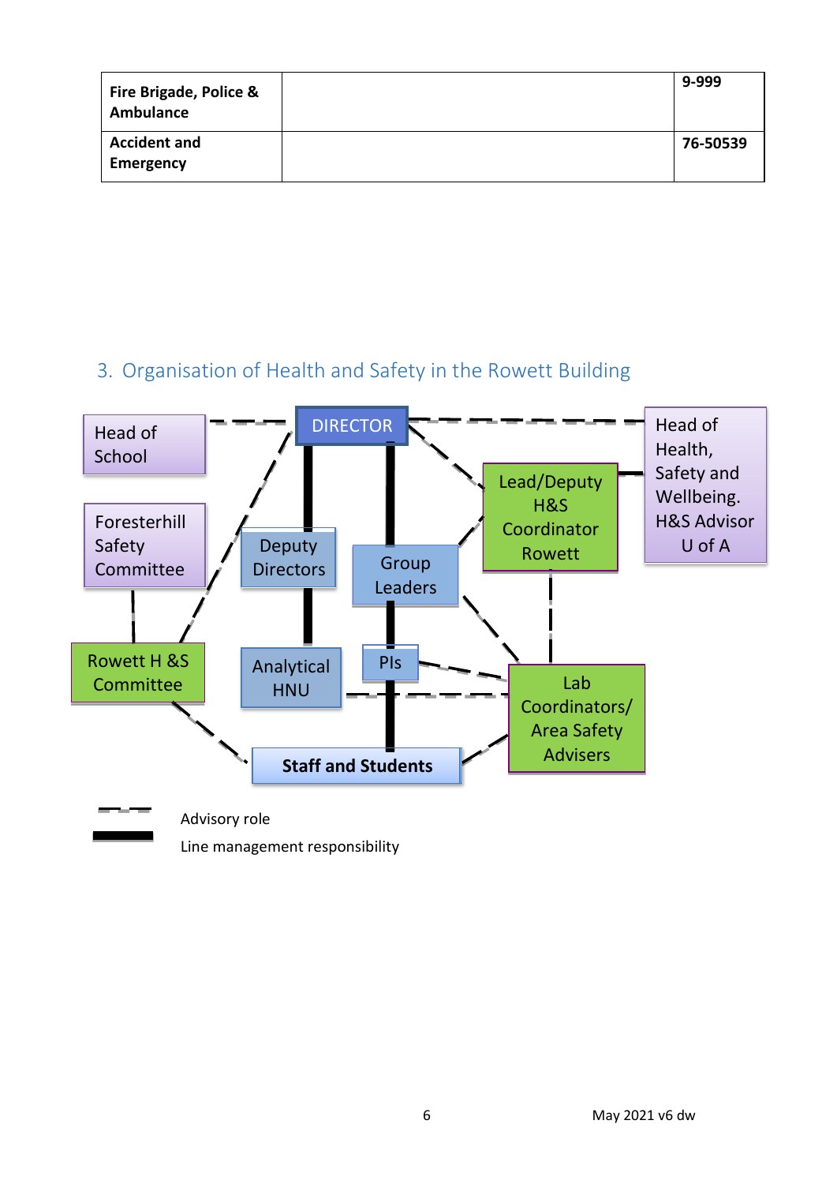| Fire Brigade, Police & Ambulance | | 9-999 |
| --- | --- | --- |
| Accident and Emergency | | 76-50539 |

## 3. Organisation of Health and Safety in the Rowett Building

Head of School

DIRECTOR

Head of Health, Safety and Wellbeing. H&S Advisor U of A

Foresterhill Safety Committee

Deputy Directors

Group Leaders

Lead/Deputy H&S Coordinator Rowett

Rowett H &S Committee

Analytical HNU

PIs

Lab Coordinators/ Area Safety Advisers

Staff and Students

Advisory role

Line management responsibility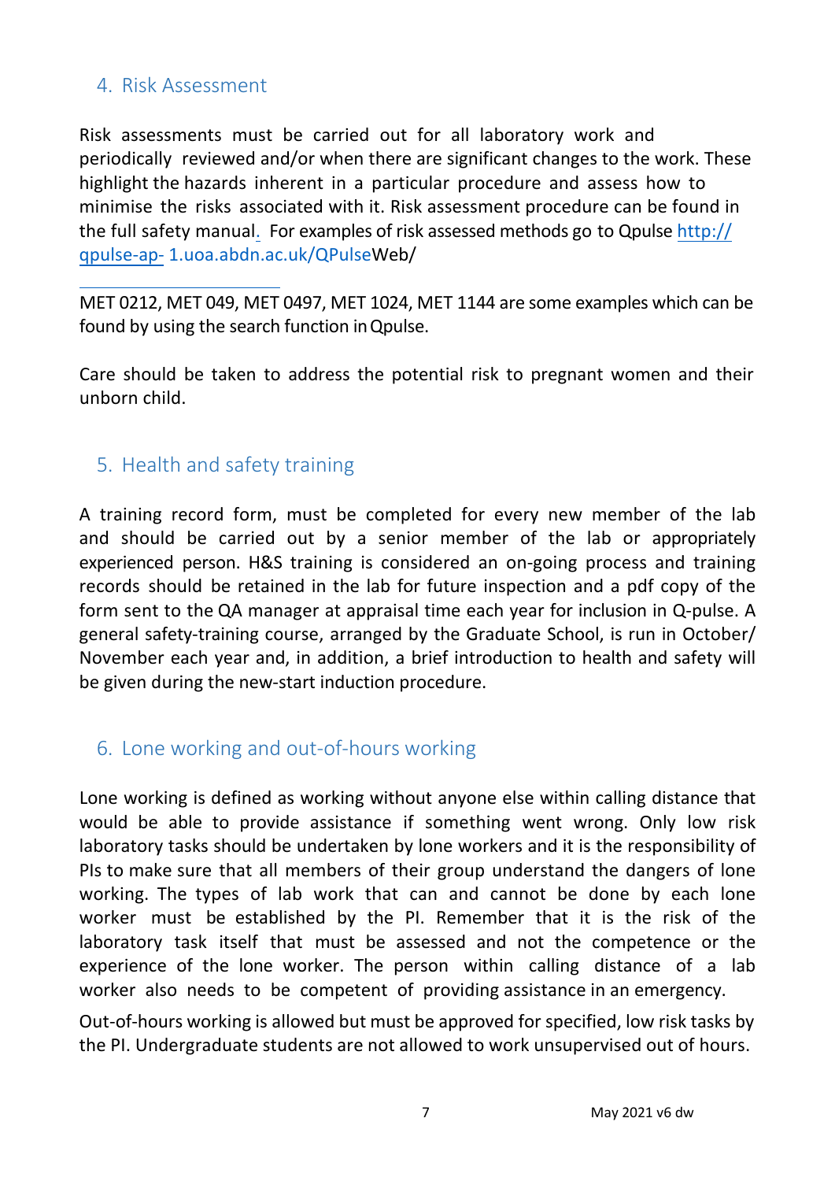## 4. Risk Assessment

Risk assessments must be carried out for all laboratory work and periodically reviewed and/or when there are significant changes to the work. These highlight the hazards inherent in a particular procedure and assess how to minimise the risks associated with it. Risk assessment procedure can be found in the full safety manual. For examples of risk assessed methods go to Qpulse http://qpulse-ap-1.uoa.abdn.ac.uk/QPulseWeb/

---

MET 0212, MET 049, MET 0497, MET 1024, MET 1144 are some examples which can be found by using the search function in Qpulse.

Care should be taken to address the potential risk to pregnant women and their unborn child.

## 5. Health and safety training

A training record form, must be completed for every new member of the lab and should be carried out by a senior member of the lab or appropriately experienced person. H&S training is considered an on-going process and training records should be retained in the lab for future inspection and a pdf copy of the form sent to the QA manager at appraisal time each year for inclusion in Q-pulse. A general safety-training course, arranged by the Graduate School, is run in October/ November each year and, in addition, a brief introduction to health and safety will be given during the new-start induction procedure.

## 6. Lone working and out-of-hours working

Lone working is defined as working without anyone else within calling distance that would be able to provide assistance if something went wrong. Only low risk laboratory tasks should be undertaken by lone workers and it is the responsibility of PIs to make sure that all members of their group understand the dangers of lone working. The types of lab work that can and cannot be done by each lone worker must be established by the PI. Remember that it is the risk of the laboratory task itself that must be assessed and not the competence or the experience of the lone worker. The person within calling distance of a lab worker also needs to be competent of providing assistance in an emergency.

Out-of-hours working is allowed but must be approved for specified, low risk tasks by the PI. Undergraduate students are not allowed to work unsupervised out of hours.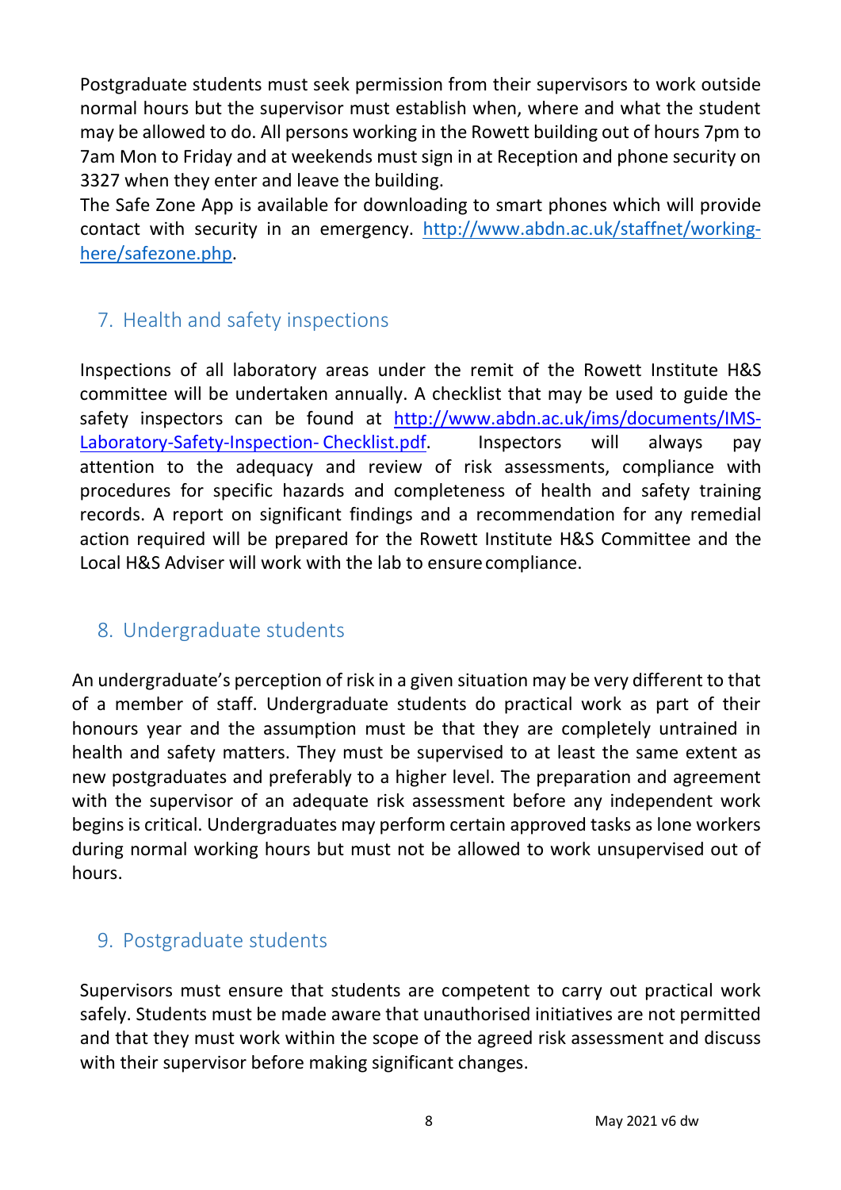Postgraduate students must seek permission from their supervisors to work outside normal hours but the supervisor must establish when, where and what the student may be allowed to do. All persons working in the Rowett building out of hours 7pm to 7am Mon to Friday and at weekends must sign in at Reception and phone security on 3327 when they enter and leave the building.

The Safe Zone App is available for downloading to smart phones which will provide contact with security in an emergency. [http://www.abdn.ac.uk/staffnet/working-here/safezone.php](http://www.abdn.ac.uk/staffnet/working-here/safezone.php).

## 7. Health and safety inspections

Inspections of all laboratory areas under the remit of the Rowett Institute H&S committee will be undertaken annually. A checklist that may be used to guide the safety inspectors can be found at [http://www.abdn.ac.uk/ims/documents/IMS-Laboratory-Safety-Inspection- Checklist.pdf](http://www.abdn.ac.uk/ims/documents/IMS-Laboratory-Safety-Inspection-Checklist.pdf). Inspectors will always pay attention to the adequacy and review of risk assessments, compliance with procedures for specific hazards and completeness of health and safety training records. A report on significant findings and a recommendation for any remedial action required will be prepared for the Rowett Institute H&S Committee and the Local H&S Adviser will work with the lab to ensure compliance.

## 8. Undergraduate students

An undergraduate's perception of risk in a given situation may be very different to that of a member of staff. Undergraduate students do practical work as part of their honours year and the assumption must be that they are completely untrained in health and safety matters. They must be supervised to at least the same extent as new postgraduates and preferably to a higher level. The preparation and agreement with the supervisor of an adequate risk assessment before any independent work begins is critical. Undergraduates may perform certain approved tasks as lone workers during normal working hours but must not be allowed to work unsupervised out of hours.

## 9. Postgraduate students

Supervisors must ensure that students are competent to carry out practical work safely. Students must be made aware that unauthorised initiatives are not permitted and that they must work within the scope of the agreed risk assessment and discuss with their supervisor before making significant changes.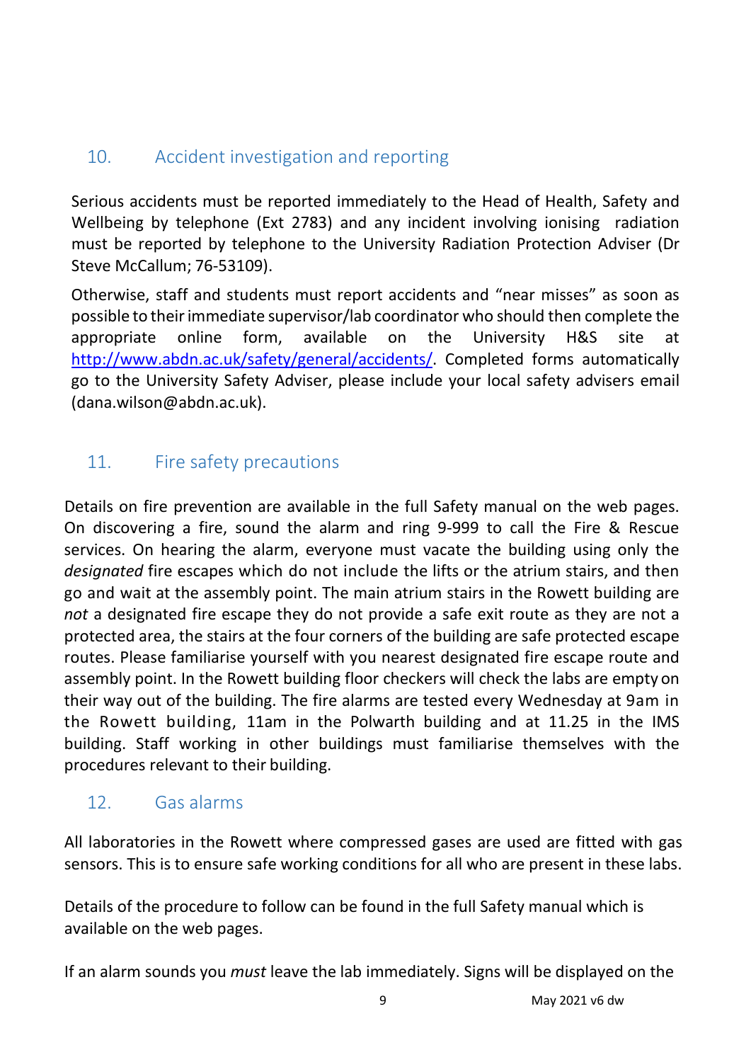## 10. Accident investigation and reporting

Serious accidents must be reported immediately to the Head of Health, Safety and Wellbeing by telephone (Ext 2783) and any incident involving ionising radiation must be reported by telephone to the University Radiation Protection Adviser (Dr Steve McCallum; 76-53109).

Otherwise, staff and students must report accidents and "near misses" as soon as possible to their immediate supervisor/lab coordinator who should then complete the appropriate online form, available on the University H&S site at [http://www.abdn.ac.uk/safety/general/accidents/](http://www.abdn.ac.uk/safety/general/accidents/). Completed forms automatically go to the University Safety Adviser, please include your local safety advisers email (dana.wilson@abdn.ac.uk).

## 11. Fire safety precautions

Details on fire prevention are available in the full Safety manual on the web pages. On discovering a fire, sound the alarm and ring 9-999 to call the Fire & Rescue services. On hearing the alarm, everyone must vacate the building using only the *designated* fire escapes which do not include the lifts or the atrium stairs, and then go and wait at the assembly point. The main atrium stairs in the Rowett building are *not* a designated fire escape they do not provide a safe exit route as they are not a protected area, the stairs at the four corners of the building are safe protected escape routes. Please familiarise yourself with you nearest designated fire escape route and assembly point. In the Rowett building floor checkers will check the labs are empty on their way out of the building. The fire alarms are tested every Wednesday at 9am in the Rowett building, 11am in the Polwarth building and at 11.25 in the IMS building. Staff working in other buildings must familiarise themselves with the procedures relevant to their building.

## 12. Gas alarms

All laboratories in the Rowett where compressed gases are used are fitted with gas sensors. This is to ensure safe working conditions for all who are present in these labs.

Details of the procedure to follow can be found in the full Safety manual which is available on the web pages.

If an alarm sounds you *must* leave the lab immediately. Signs will be displayed on the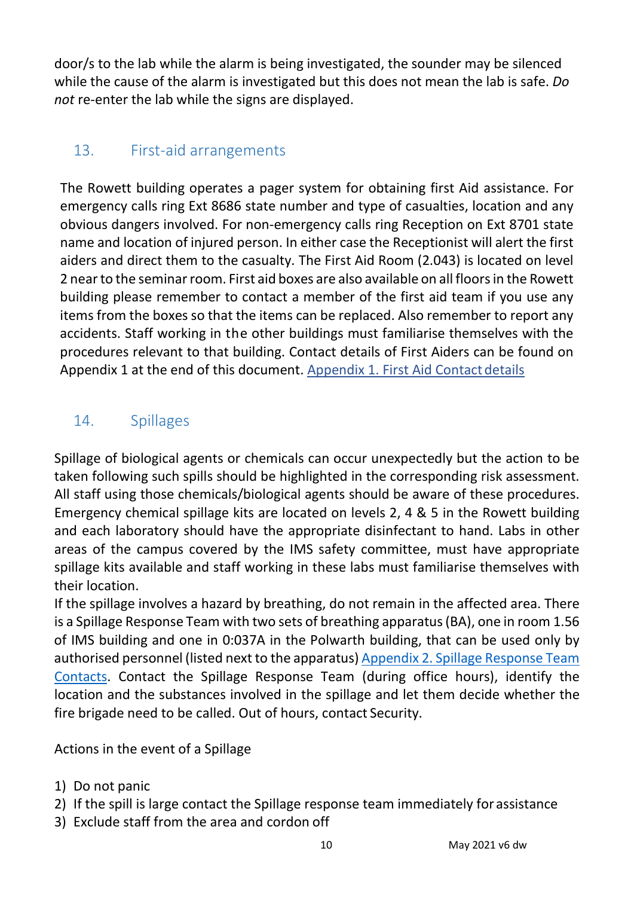door/s to the lab while the alarm is being investigated, the sounder may be silenced while the cause of the alarm is investigated but this does not mean the lab is safe. *Do not* re-enter the lab while the signs are displayed.

## 13. First-aid arrangements

The Rowett building operates a pager system for obtaining first Aid assistance. For emergency calls ring Ext 8686 state number and type of casualties, location and any obvious dangers involved. For non-emergency calls ring Reception on Ext 8701 state name and location of injured person. In either case the Receptionist will alert the first aiders and direct them to the casualty. The First Aid Room (2.043) is located on level 2 near to the seminar room. First aid boxes are also available on all floors in the Rowett building please remember to contact a member of the first aid team if you use any items from the boxes so that the items can be replaced. Also remember to report any accidents. Staff working in the other buildings must familiarise themselves with the procedures relevant to that building. Contact details of First Aiders can be found on Appendix 1 at the end of this document. [Appendix 1. First Aid Contact details]

## 14. Spillages

Spillage of biological agents or chemicals can occur unexpectedly but the action to be taken following such spills should be highlighted in the corresponding risk assessment. All staff using those chemicals/biological agents should be aware of these procedures. Emergency chemical spillage kits are located on levels 2, 4 & 5 in the Rowett building and each laboratory should have the appropriate disinfectant to hand. Labs in other areas of the campus covered by the IMS safety committee, must have appropriate spillage kits available and staff working in these labs must familiarise themselves with their location.

If the spillage involves a hazard by breathing, do not remain in the affected area. There is a Spillage Response Team with two sets of breathing apparatus (BA), one in room 1.56 of IMS building and one in 0:037A in the Polwarth building, that can be used only by authorised personnel (listed next to the apparatus) [Appendix 2. Spillage Response Team Contacts]. Contact the Spillage Response Team (during office hours), identify the location and the substances involved in the spillage and let them decide whether the fire brigade need to be called. Out of hours, contact Security.

Actions in the event of a Spillage

1) Do not panic
2) If the spill is large contact the Spillage response team immediately for assistance
3) Exclude staff from the area and cordon off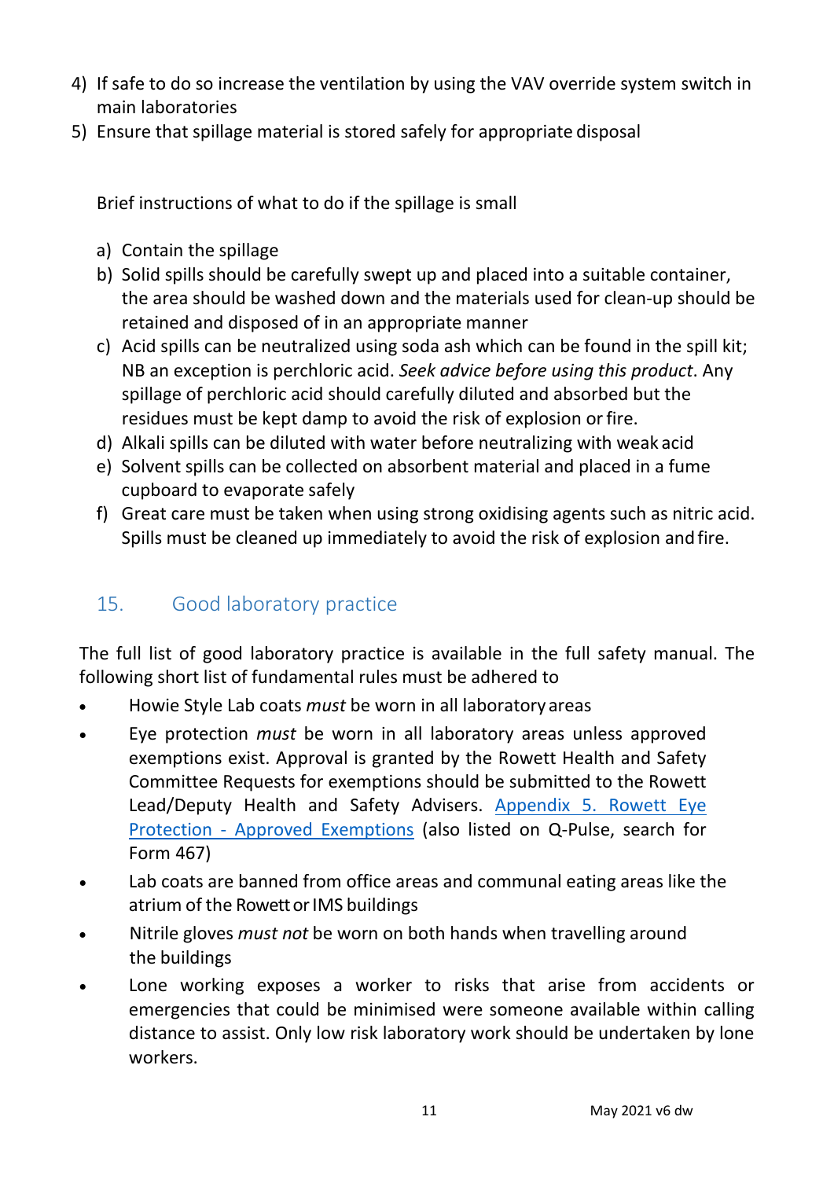4) If safe to do so increase the ventilation by using the VAV override system switch in main laboratories
5) Ensure that spillage material is stored safely for appropriate disposal

Brief instructions of what to do if the spillage is small

a) Contain the spillage
b) Solid spills should be carefully swept up and placed into a suitable container, the area should be washed down and the materials used for clean-up should be retained and disposed of in an appropriate manner
c) Acid spills can be neutralized using soda ash which can be found in the spill kit; NB an exception is perchloric acid. *Seek advice before using this product*. Any spillage of perchloric acid should carefully diluted and absorbed but the residues must be kept damp to avoid the risk of explosion or fire.
d) Alkali spills can be diluted with water before neutralizing with weak acid
e) Solvent spills can be collected on absorbent material and placed in a fume cupboard to evaporate safely
f) Great care must be taken when using strong oxidising agents such as nitric acid. Spills must be cleaned up immediately to avoid the risk of explosion and fire.

## 15. Good laboratory practice

The full list of good laboratory practice is available in the full safety manual. The following short list of fundamental rules must be adhered to

- Howie Style Lab coats *must* be worn in all laboratory areas
- Eye protection *must* be worn in all laboratory areas unless approved exemptions exist. Approval is granted by the Rowett Health and Safety Committee Requests for exemptions should be submitted to the Rowett Lead/Deputy Health and Safety Advisers. Appendix 5. Rowett Eye Protection - Approved Exemptions (also listed on Q-Pulse, search for Form 467)
- Lab coats are banned from office areas and communal eating areas like the atrium of the Rowett or IMS buildings
- Nitrile gloves *must not* be worn on both hands when travelling around the buildings
- Lone working exposes a worker to risks that arise from accidents or emergencies that could be minimised were someone available within calling distance to assist. Only low risk laboratory work should be undertaken by lone workers.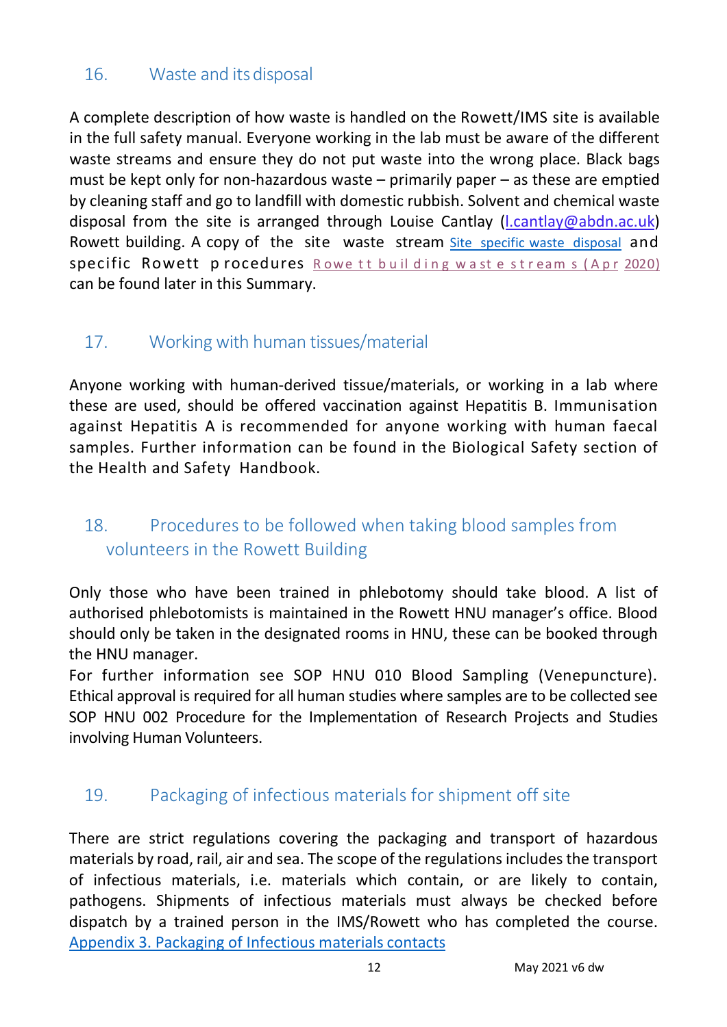## 16. Waste and its disposal

A complete description of how waste is handled on the Rowett/IMS site is available in the full safety manual. Everyone working in the lab must be aware of the different waste streams and ensure they do not put waste into the wrong place. Black bags must be kept only for non-hazardous waste – primarily paper – as these are emptied by cleaning staff and go to landfill with domestic rubbish. Solvent and chemical waste disposal from the site is arranged through Louise Cantlay (l.cantlay@abdn.ac.uk) Rowett building. A copy of the site waste stream Site specific waste disposal and specific Rowett procedures Rowett building waste streams (Apr 2020) can be found later in this Summary.

## 17. Working with human tissues/material

Anyone working with human-derived tissue/materials, or working in a lab where these are used, should be offered vaccination against Hepatitis B. Immunisation against Hepatitis A is recommended for anyone working with human faecal samples. Further information can be found in the Biological Safety section of the Health and Safety Handbook.

## 18. Procedures to be followed when taking blood samples from volunteers in the Rowett Building

Only those who have been trained in phlebotomy should take blood. A list of authorised phlebotomists is maintained in the Rowett HNU manager's office. Blood should only be taken in the designated rooms in HNU, these can be booked through the HNU manager.

For further information see SOP HNU 010 Blood Sampling (Venepuncture). Ethical approval is required for all human studies where samples are to be collected see SOP HNU 002 Procedure for the Implementation of Research Projects and Studies involving Human Volunteers.

## 19. Packaging of infectious materials for shipment off site

There are strict regulations covering the packaging and transport of hazardous materials by road, rail, air and sea. The scope of the regulations includes the transport of infectious materials, i.e. materials which contain, or are likely to contain, pathogens. Shipments of infectious materials must always be checked before dispatch by a trained person in the IMS/Rowett who has completed the course. Appendix 3. Packaging of Infectious materials contacts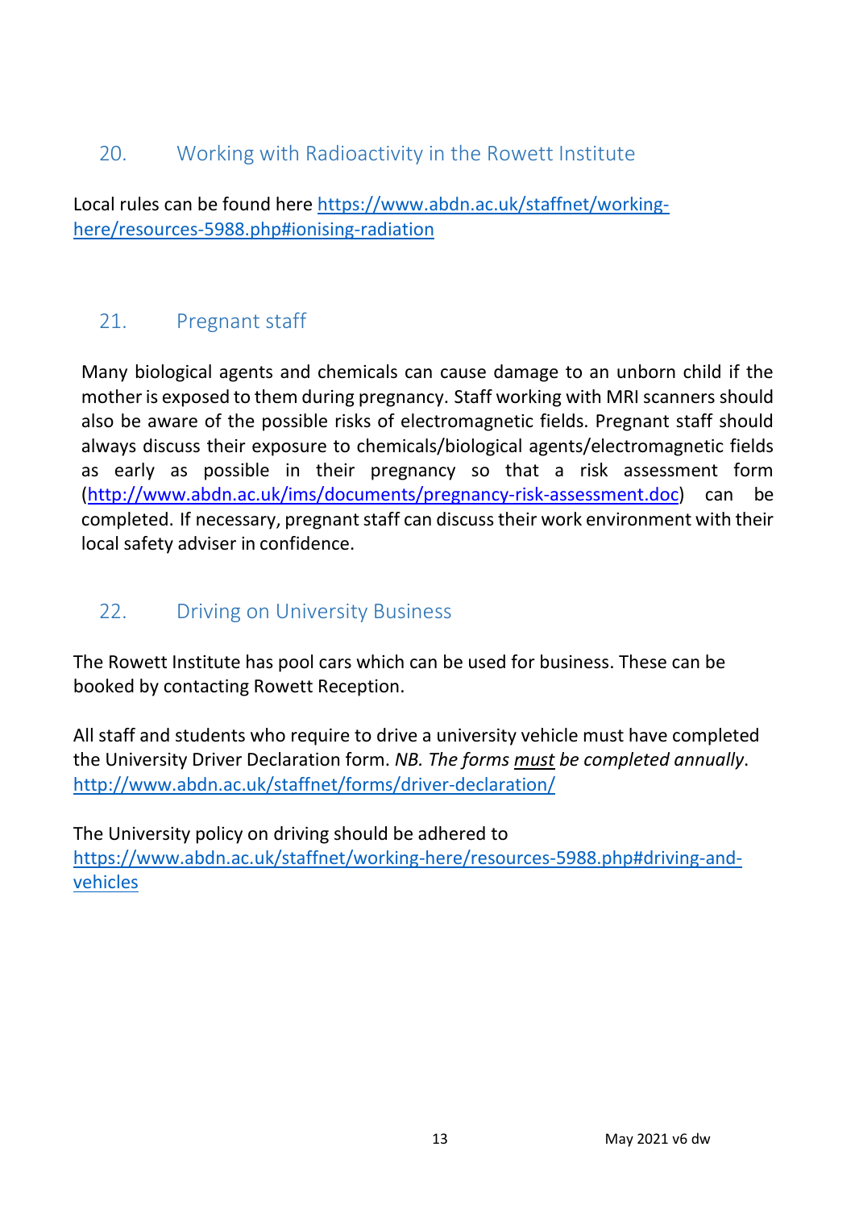## 20. Working with Radioactivity in the Rowett Institute

Local rules can be found here https://www.abdn.ac.uk/staffnet/working-here/resources-5988.php#ionising-radiation

## 21. Pregnant staff

Many biological agents and chemicals can cause damage to an unborn child if the mother is exposed to them during pregnancy. Staff working with MRI scanners should also be aware of the possible risks of electromagnetic fields. Pregnant staff should always discuss their exposure to chemicals/biological agents/electromagnetic fields as early as possible in their pregnancy so that a risk assessment form (http://www.abdn.ac.uk/ims/documents/pregnancy-risk-assessment.doc) can be completed. If necessary, pregnant staff can discuss their work environment with their local safety adviser in confidence.

## 22. Driving on University Business

The Rowett Institute has pool cars which can be used for business. These can be booked by contacting Rowett Reception.

All staff and students who require to drive a university vehicle must have completed the University Driver Declaration form. *NB. The forms <u>must</u> be completed annually.* http://www.abdn.ac.uk/staffnet/forms/driver-declaration/

The University policy on driving should be adhered to https://www.abdn.ac.uk/staffnet/working-here/resources-5988.php#driving-and-vehicles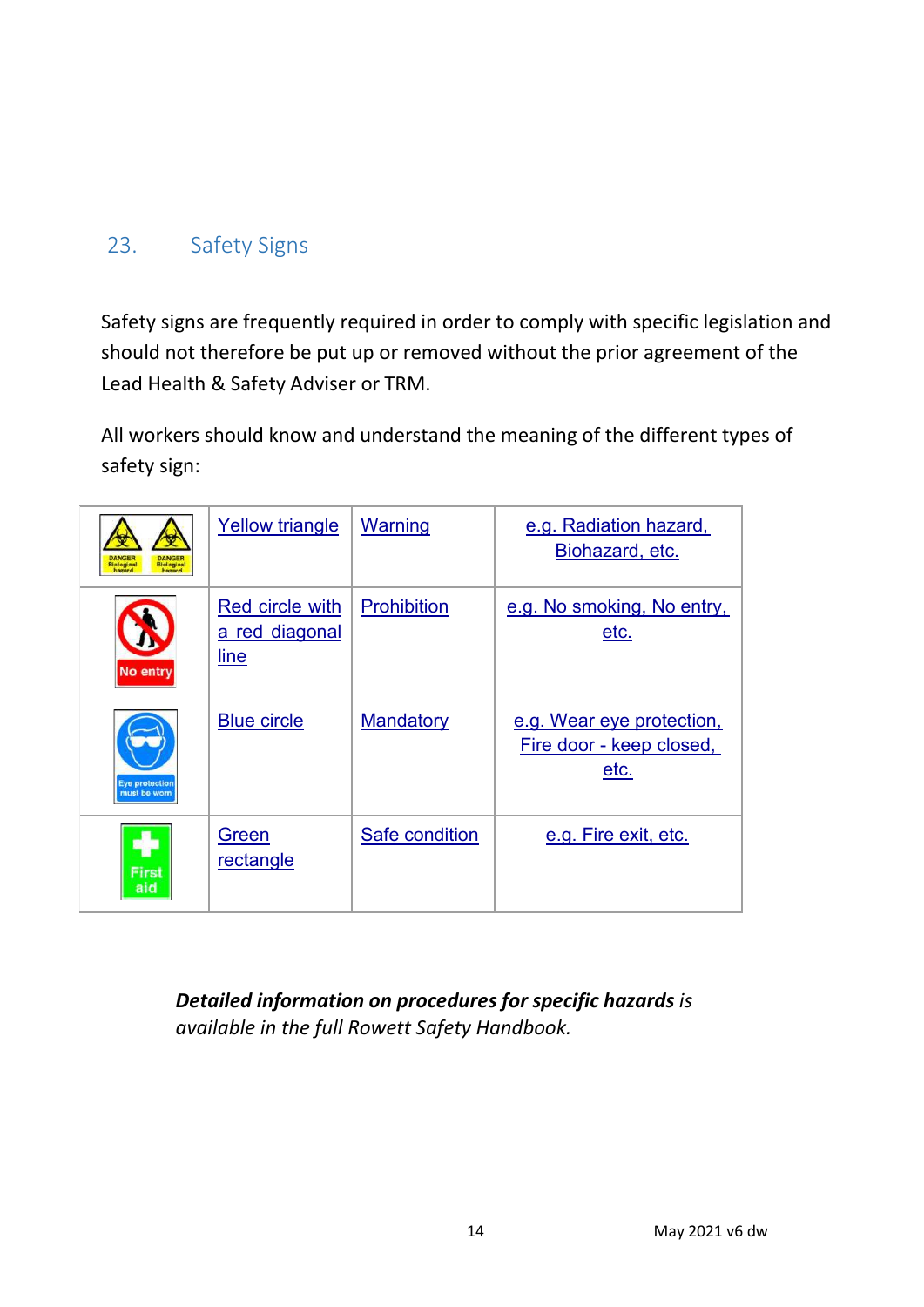## 23. Safety Signs

Safety signs are frequently required in order to comply with specific legislation and should not therefore be put up or removed without the prior agreement of the Lead Health & Safety Adviser or TRM.

All workers should know and understand the meaning of the different types of safety sign:

| | | | |
|---|---|---|---|
| DANGER Biological hazard | Yellow triangle | Warning | e.g. Radiation hazard, Biohazard, etc. |
| No entry | Red circle with a red diagonal line | Prohibition | e.g. No smoking, No entry, etc. |
| Eye protection must be worn | Blue circle | Mandatory | e.g. Wear eye protection, Fire door - keep closed, etc. |
| First aid | Green rectangle | Safe condition | e.g. Fire exit, etc. |

***Detailed information on procedures for specific hazards*** *is available in the full Rowett Safety Handbook.*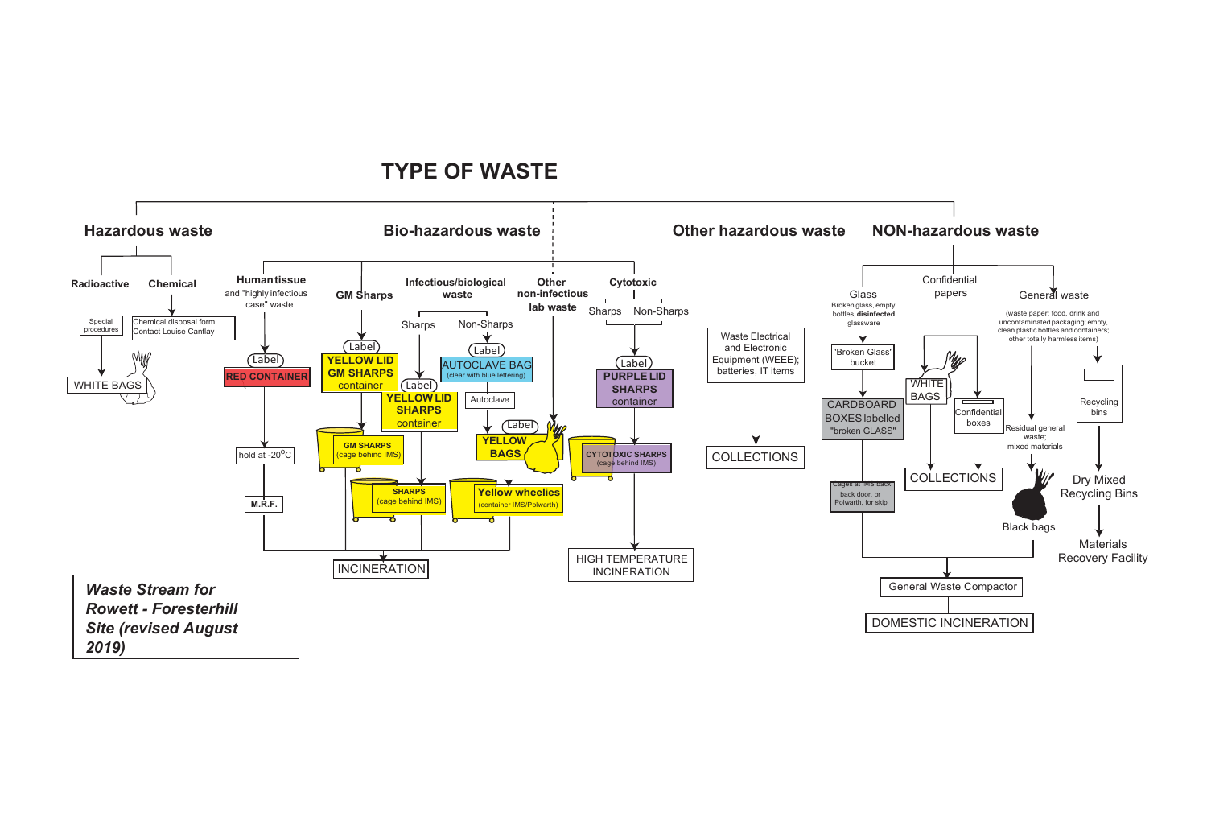# TYPE OF WASTE

## Hazardous waste

**Radioactive**

- Special procedures
- WHITE BAGS

**Chemical**

- Chemical disposal form Contact Louise Cantlay
- WHITE BAGS

## Bio-hazardous waste

**Human tissue** and "highly infectious case" waste

- Label
- RED CONTAINER
- hold at -20$^{o}$C
- M.R.F.
- INCINERATION

**GM Sharps**

- Label
- YELLOW LID GM SHARPS container
- GM SHARPS (cage behind IMS)
- INCINERATION

**Infectious/biological waste**

- Sharps
  - Label
  - YELLOW LID SHARPS container
  - SHARPS (cage behind IMS)
  - INCINERATION
- Non-Sharps
  - Label
  - AUTOCLAVE BAG (clear with blue lettering)
  - Autoclave
  - Label
  - YELLOW BAGS
  - Yellow wheelies (container IMS/Polwarth)
  - INCINERATION

**Other non-infectious lab waste**

- Yellow wheelies (container IMS/Polwarth)
- INCINERATION

**Cytotoxic**

- Sharps / Non-Sharps
- Label
- PURPLE LID SHARPS container
- CYTOTOXIC SHARPS (cage behind IMS)
- HIGH TEMPERATURE INCINERATION

## Other hazardous waste

- Waste Electrical and Electronic Equipment (WEEE); batteries, IT items
- COLLECTIONS

## NON-hazardous waste

**Glass**

Broken glass, empty bottles, **disinfected** glassware

- "Broken Glass" bucket
- CARDBOARD BOXES labelled "broken GLASS"
- Cages at IMS back back door, or Polwarth, for skip
- General Waste Compactor
- DOMESTIC INCINERATION

**Confidential papers**

- WHITE BAGS
- Confidential boxes
- COLLECTIONS

**General waste**

(waste paper; food, drink and uncontaminated packaging; empty, clean plastic bottles and containers; other totally harmless items)

- Residual general waste; mixed materials
  - Black bags
  - General Waste Compactor
  - DOMESTIC INCINERATION
- Recycling bins
  - Dry Mixed Recycling Bins
  - Materials Recovery Facility

***Waste Stream for Rowett - Foresterhill Site (revised August 2019)***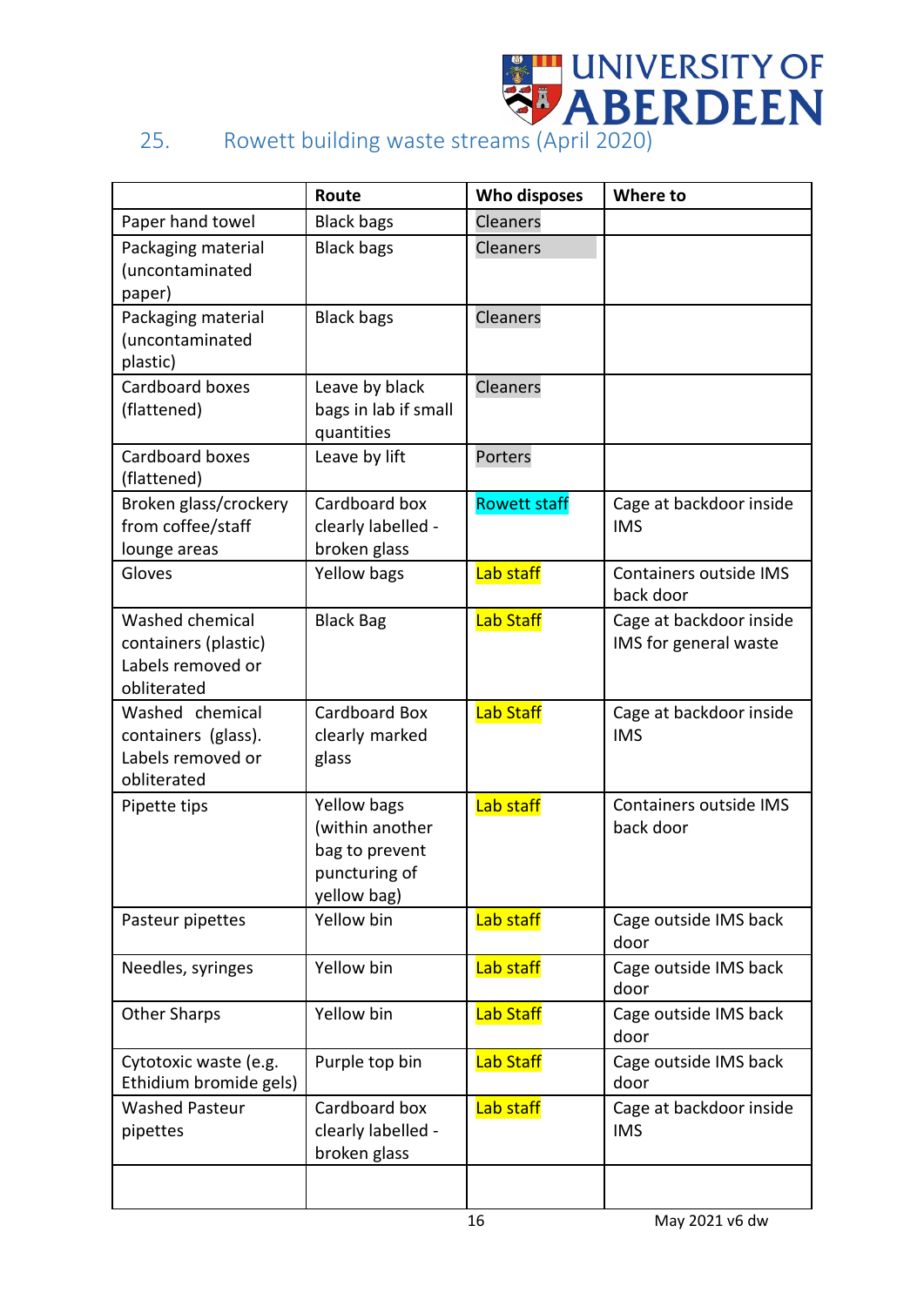## 25. Rowett building waste streams (April 2020)

| | Route | Who disposes | Where to |
|---|---|---|---|
| Paper hand towel | Black bags | Cleaners | |
| Packaging material (uncontaminated paper) | Black bags | Cleaners | |
| Packaging material (uncontaminated plastic) | Black bags | Cleaners | |
| Cardboard boxes (flattened) | Leave by black bags in lab if small quantities | Cleaners | |
| Cardboard boxes (flattened) | Leave by lift | Porters | |
| Broken glass/crockery from coffee/staff lounge areas | Cardboard box clearly labelled - broken glass | Rowett staff | Cage at backdoor inside IMS |
| Gloves | Yellow bags | Lab staff | Containers outside IMS back door |
| Washed chemical containers (plastic) Labels removed or obliterated | Black Bag | Lab Staff | Cage at backdoor inside IMS for general waste |
| Washed chemical containers (glass). Labels removed or obliterated | Cardboard Box clearly marked glass | Lab Staff | Cage at backdoor inside IMS |
| Pipette tips | Yellow bags (within another bag to prevent puncturing of yellow bag) | Lab staff | Containers outside IMS back door |
| Pasteur pipettes | Yellow bin | Lab staff | Cage outside IMS back door |
| Needles, syringes | Yellow bin | Lab staff | Cage outside IMS back door |
| Other Sharps | Yellow bin | Lab Staff | Cage outside IMS back door |
| Cytotoxic waste (e.g. Ethidium bromide gels) | Purple top bin | Lab Staff | Cage outside IMS back door |
| Washed Pasteur pipettes | Cardboard box clearly labelled - broken glass | Lab staff | Cage at backdoor inside IMS |
| | | | |

May 2021 v6 dw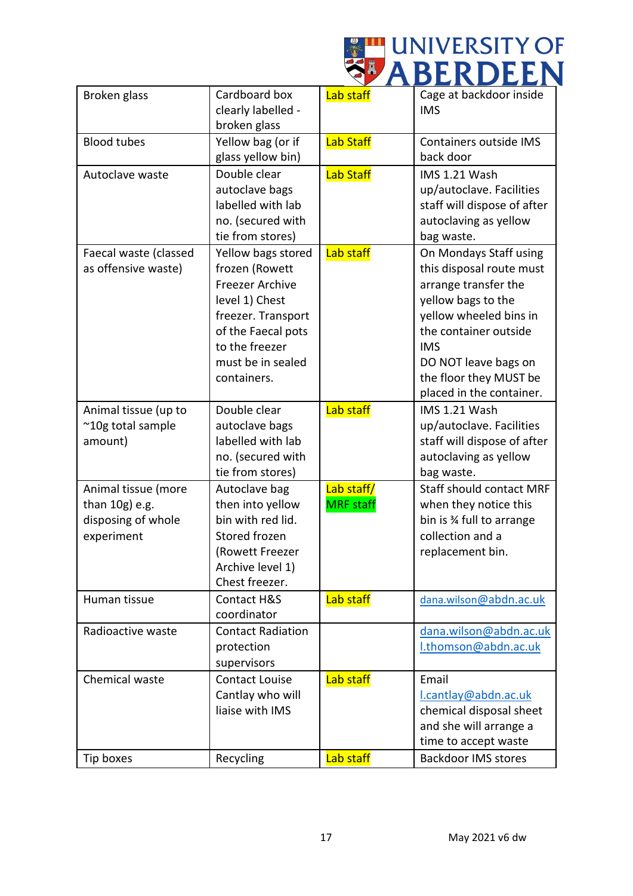| | | | |
|---|---|---|---|
| Broken glass | Cardboard box clearly labelled - broken glass | Lab staff | Cage at backdoor inside IMS |
| Blood tubes | Yellow bag (or if glass yellow bin) | Lab Staff | Containers outside IMS back door |
| Autoclave waste | Double clear autoclave bags labelled with lab no. (secured with tie from stores) | Lab Staff | IMS 1.21 Wash up/autoclave. Facilities staff will dispose of after autoclaving as yellow bag waste. |
| Faecal waste (classed as offensive waste) | Yellow bags stored frozen (Rowett Freezer Archive level 1) Chest freezer. Transport of the Faecal pots to the freezer must be in sealed containers. | Lab staff | On Mondays Staff using this disposal route must arrange transfer the yellow bags to the yellow wheeled bins in the container outside IMS<br>DO NOT leave bags on the floor they MUST be placed in the container. |
| Animal tissue (up to ~10g total sample amount) | Double clear autoclave bags labelled with lab no. (secured with tie from stores) | Lab staff | IMS 1.21 Wash up/autoclave. Facilities staff will dispose of after autoclaving as yellow bag waste. |
| Animal tissue (more than 10g) e.g. disposing of whole experiment | Autoclave bag then into yellow bin with red lid. Stored frozen (Rowett Freezer Archive level 1) Chest freezer. | Lab staff/ MRF staff | Staff should contact MRF when they notice this bin is ¾ full to arrange collection and a replacement bin. |
| Human tissue | Contact H&S coordinator | Lab staff | dana.wilson@abdn.ac.uk |
| Radioactive waste | Contact Radiation protection supervisors | | dana.wilson@abdn.ac.uk<br>l.thomson@abdn.ac.uk |
| Chemical waste | Contact Louise Cantlay who will liaise with IMS | Lab staff | Email l.cantlay@abdn.ac.uk chemical disposal sheet and she will arrange a time to accept waste |
| Tip boxes | Recycling | Lab staff | Backdoor IMS stores |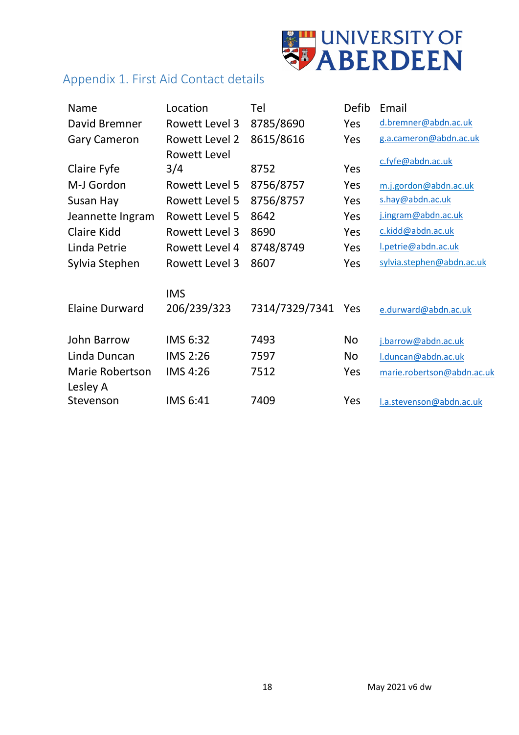## Appendix 1. First Aid Contact details

| Name | Location | Tel | Defib | Email |
|---|---|---|---|---|
| David Bremner | Rowett Level 3 | 8785/8690 | Yes | d.bremner@abdn.ac.uk |
| Gary Cameron | Rowett Level 2 | 8615/8616 | Yes | g.a.cameron@abdn.ac.uk |
| Claire Fyfe | Rowett Level 3/4 | 8752 | Yes | c.fyfe@abdn.ac.uk |
| M-J Gordon | Rowett Level 5 | 8756/8757 | Yes | m.j.gordon@abdn.ac.uk |
| Susan Hay | Rowett Level 5 | 8756/8757 | Yes | s.hay@abdn.ac.uk |
| Jeannette Ingram | Rowett Level 5 | 8642 | Yes | j.ingram@abdn.ac.uk |
| Claire Kidd | Rowett Level 3 | 8690 | Yes | c.kidd@abdn.ac.uk |
| Linda Petrie | Rowett Level 4 | 8748/8749 | Yes | l.petrie@abdn.ac.uk |
| Sylvia Stephen | Rowett Level 3 | 8607 | Yes | sylvia.stephen@abdn.ac.uk |
| | | | | |
| Elaine Durward | IMS 206/239/323 | 7314/7329/7341 | Yes | e.durward@abdn.ac.uk |
| | | | | |
| John Barrow | IMS 6:32 | 7493 | No | j.barrow@abdn.ac.uk |
| Linda Duncan | IMS 2:26 | 7597 | No | l.duncan@abdn.ac.uk |
| Marie Robertson | IMS 4:26 | 7512 | Yes | marie.robertson@abdn.ac.uk |
| Lesley A Stevenson | IMS 6:41 | 7409 | Yes | l.a.stevenson@abdn.ac.uk |

May 2021 v6 dw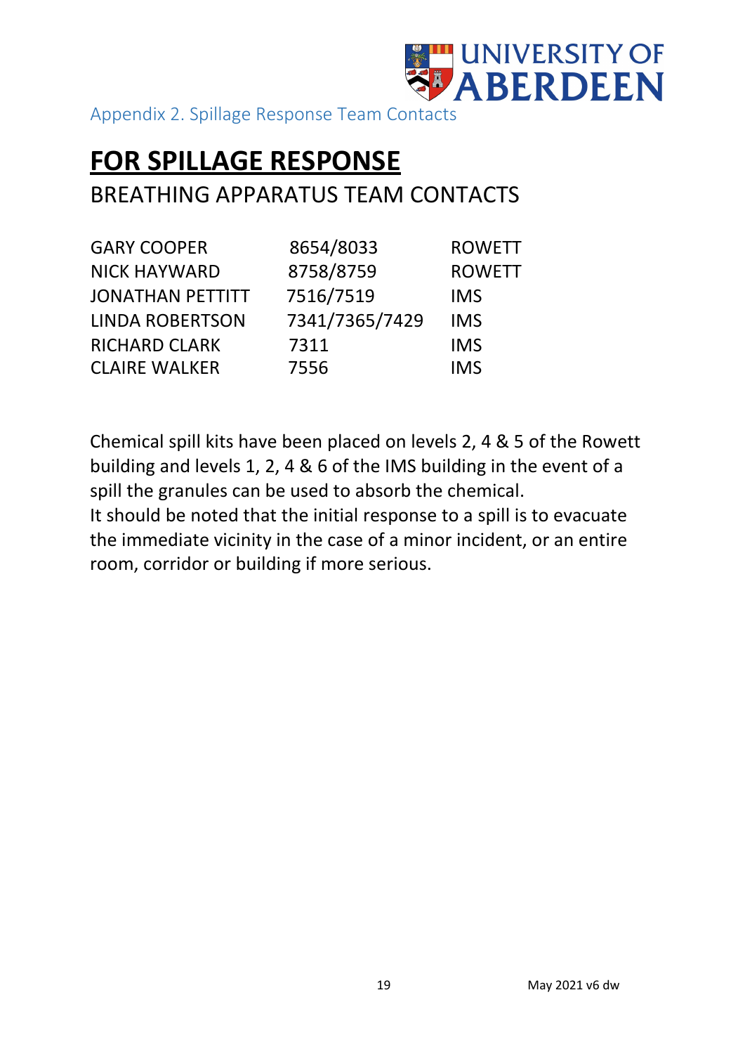Appendix 2. Spillage Response Team Contacts

# FOR SPILLAGE RESPONSE

## BREATHING APPARATUS TEAM CONTACTS

| | | |
|---|---|---|
| GARY COOPER | 8654/8033 | ROWETT |
| NICK HAYWARD | 8758/8759 | ROWETT |
| JONATHAN PETTITT | 7516/7519 | IMS |
| LINDA ROBERTSON | 7341/7365/7429 | IMS |
| RICHARD CLARK | 7311 | IMS |
| CLAIRE WALKER | 7556 | IMS |

Chemical spill kits have been placed on levels 2, 4 & 5 of the Rowett building and levels 1, 2, 4 & 6 of the IMS building in the event of a spill the granules can be used to absorb the chemical.
It should be noted that the initial response to a spill is to evacuate the immediate vicinity in the case of a minor incident, or an entire room, corridor or building if more serious.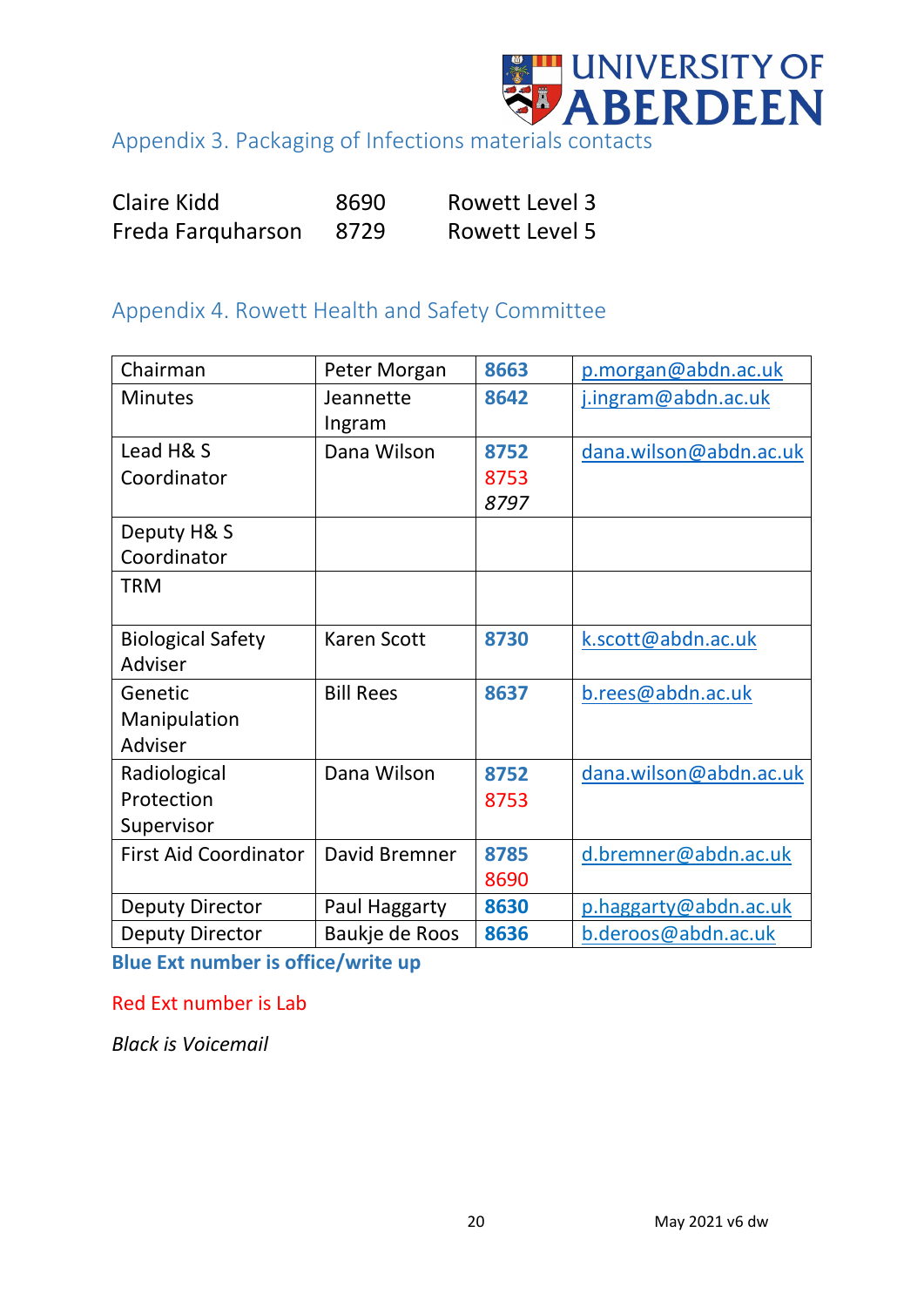## Appendix 3. Packaging of Infections materials contacts

| | | |
|---|---|---|
| Claire Kidd | 8690 | Rowett Level 3 |
| Freda Farquharson | 8729 | Rowett Level 5 |

## Appendix 4. Rowett Health and Safety Committee

| | | | |
|---|---|---|---|
| Chairman | Peter Morgan | **8663** | p.morgan@abdn.ac.uk |
| Minutes | Jeannette Ingram | **8642** | j.ingram@abdn.ac.uk |
| Lead H& S Coordinator | Dana Wilson | **8752** 8753 *8797* | dana.wilson@abdn.ac.uk |
| Deputy H& S Coordinator | | | |
| TRM | | | |
| Biological Safety Adviser | Karen Scott | **8730** | k.scott@abdn.ac.uk |
| Genetic Manipulation Adviser | Bill Rees | **8637** | b.rees@abdn.ac.uk |
| Radiological Protection Supervisor | Dana Wilson | **8752** 8753 | dana.wilson@abdn.ac.uk |
| First Aid Coordinator | David Bremner | **8785** 8690 | d.bremner@abdn.ac.uk |
| Deputy Director | Paul Haggarty | **8630** | p.haggarty@abdn.ac.uk |
| Deputy Director | Baukje de Roos | **8636** | b.deroos@abdn.ac.uk |

**Blue Ext number is office/write up**

Red Ext number is Lab

*Black is Voicemail*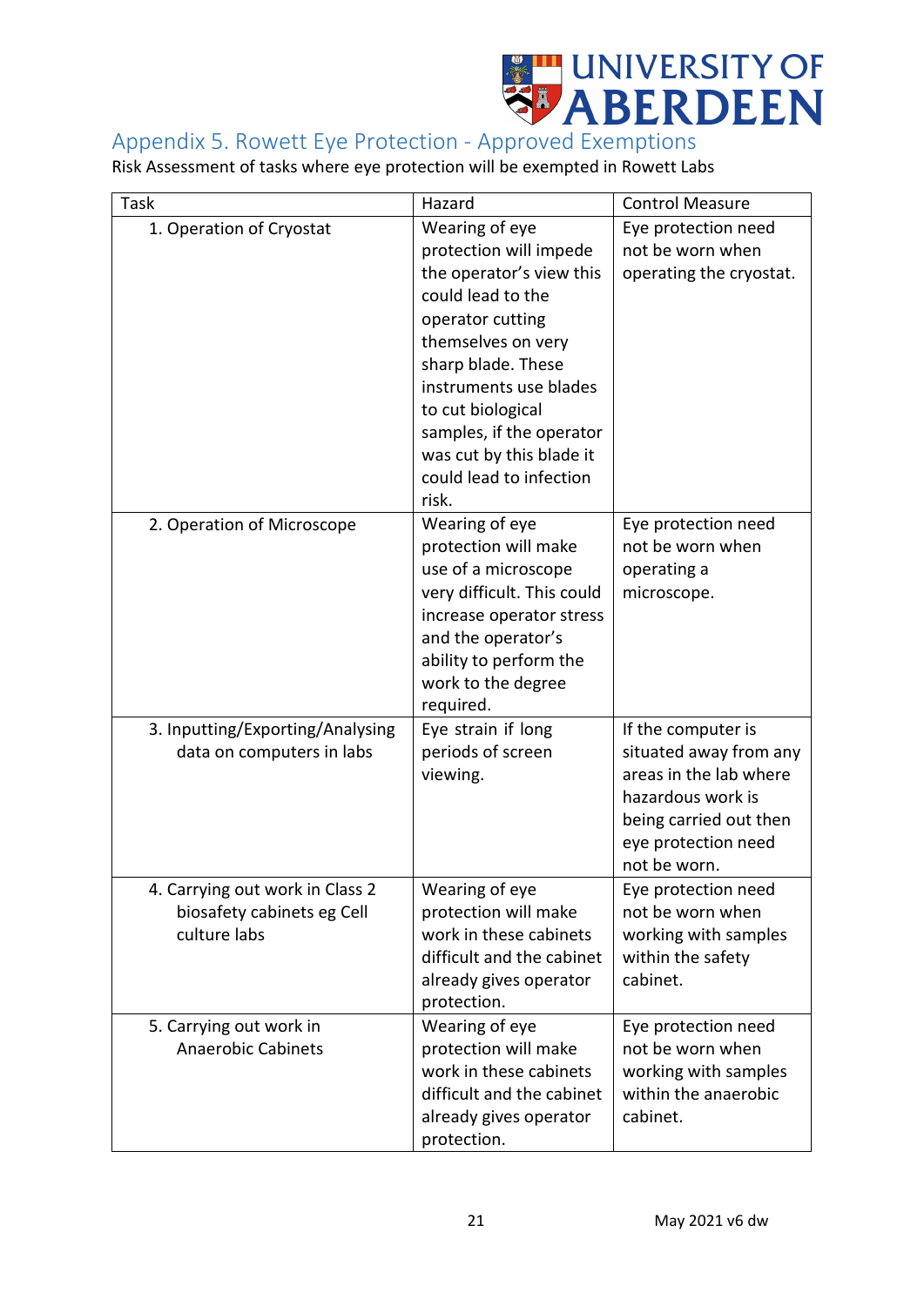## Appendix 5. Rowett Eye Protection - Approved Exemptions

Risk Assessment of tasks where eye protection will be exempted in Rowett Labs

| Task | Hazard | Control Measure |
|---|---|---|
| 1. Operation of Cryostat | Wearing of eye protection will impede the operator's view this could lead to the operator cutting themselves on very sharp blade. These instruments use blades to cut biological samples, if the operator was cut by this blade it could lead to infection risk. | Eye protection need not be worn when operating the cryostat. |
| 2. Operation of Microscope | Wearing of eye protection will make use of a microscope very difficult. This could increase operator stress and the operator's ability to perform the work to the degree required. | Eye protection need not be worn when operating a microscope. |
| 3. Inputting/Exporting/Analysing data on computers in labs | Eye strain if long periods of screen viewing. | If the computer is situated away from any areas in the lab where hazardous work is being carried out then eye protection need not be worn. |
| 4. Carrying out work in Class 2 biosafety cabinets eg Cell culture labs | Wearing of eye protection will make work in these cabinets difficult and the cabinet already gives operator protection. | Eye protection need not be worn when working with samples within the safety cabinet. |
| 5. Carrying out work in Anaerobic Cabinets | Wearing of eye protection will make work in these cabinets difficult and the cabinet already gives operator protection. | Eye protection need not be worn when working with samples within the anaerobic cabinet. |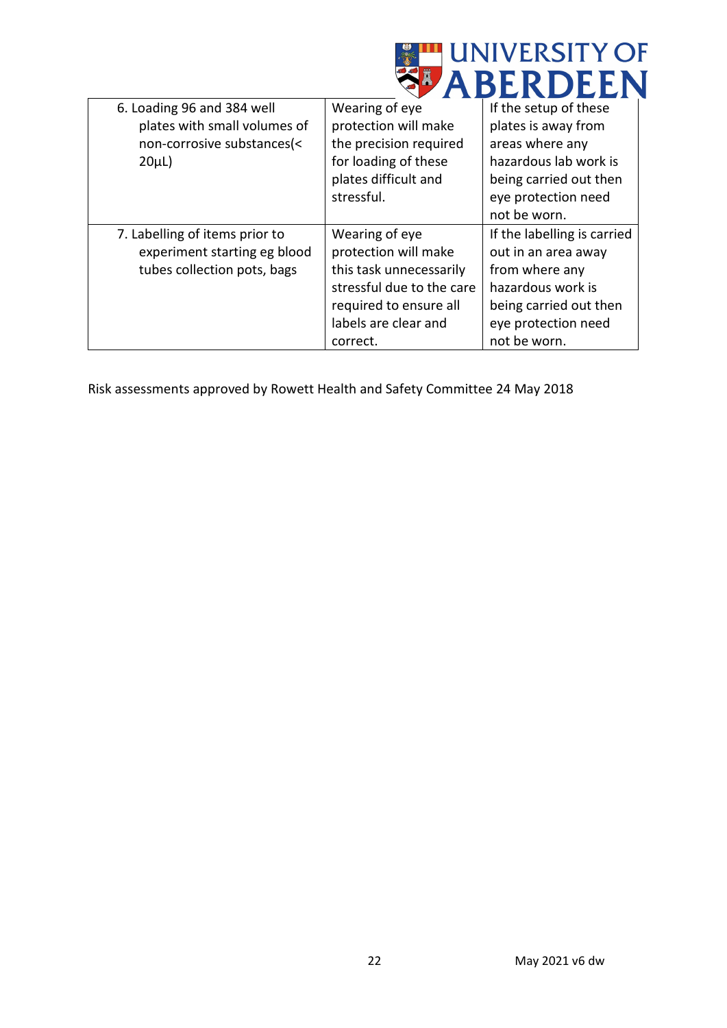| | | |
|---|---|---|
| 6. Loading 96 and 384 well plates with small volumes of non-corrosive substances(< 20µL) | Wearing of eye protection will make the precision required for loading of these plates difficult and stressful. | If the setup of these plates is away from areas where any hazardous lab work is being carried out then eye protection need not be worn. |
| 7. Labelling of items prior to experiment starting eg blood tubes collection pots, bags | Wearing of eye protection will make this task unnecessarily stressful due to the care required to ensure all labels are clear and correct. | If the labelling is carried out in an area away from where any hazardous work is being carried out then eye protection need not be worn. |

Risk assessments approved by Rowett Health and Safety Committee 24 May 2018